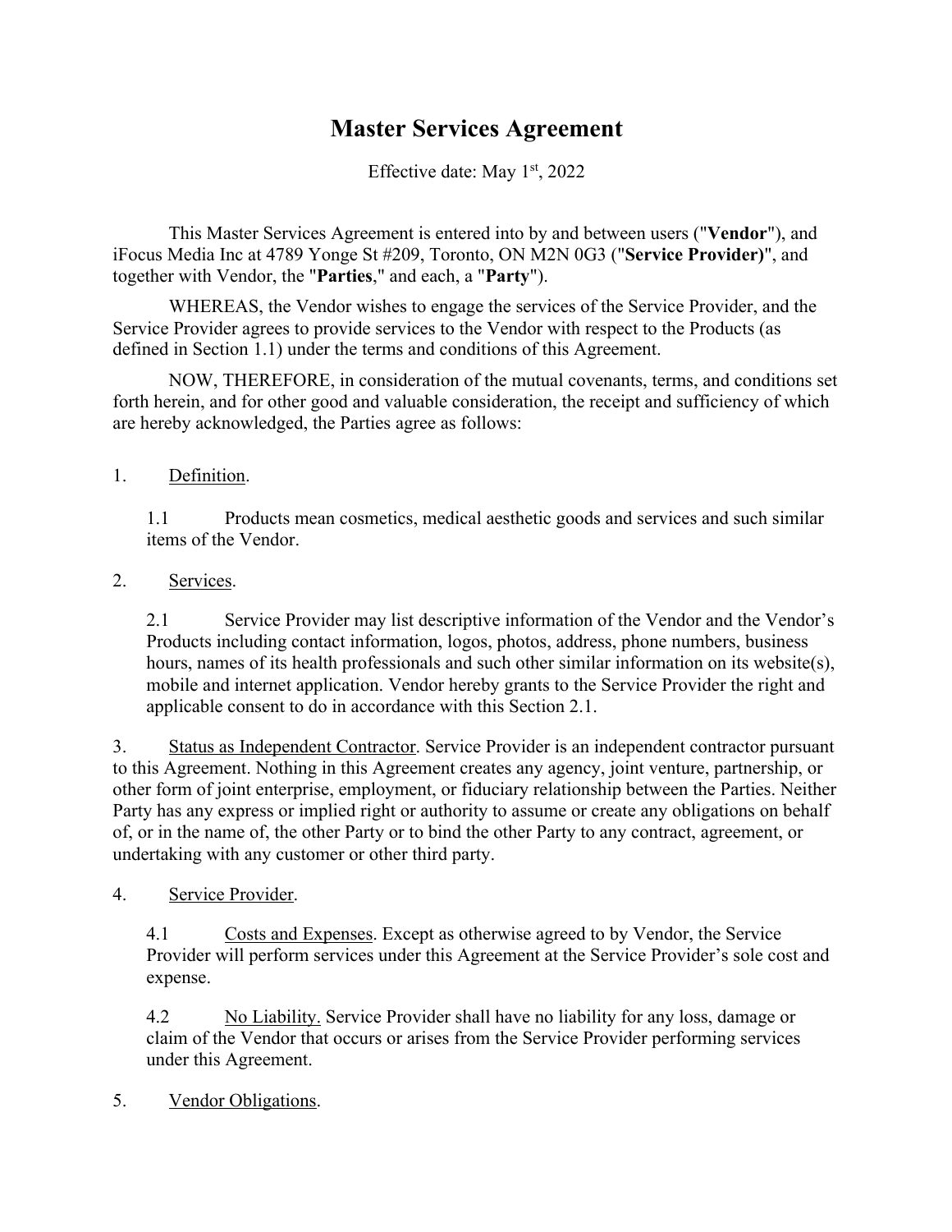# Master Services Agreement

Effective date: May 1st, 2022

This Master Services Agreement is entered into by and between users ("**Vendor**"), and iFocus Media Inc at 4789 Yonge St #209, Toronto, ON M2N 0G3 ("**Service Provider)**", and together with Vendor, the "**Parties**," and each, a "**Party**").

WHEREAS, the Vendor wishes to engage the services of the Service Provider, and the Service Provider agrees to provide services to the Vendor with respect to the Products (as defined in Section 1.1) under the terms and conditions of this Agreement.

NOW, THEREFORE, in consideration of the mutual covenants, terms, and conditions set forth herein, and for other good and valuable consideration, the receipt and sufficiency of which are hereby acknowledged, the Parties agree as follows:

1. <u>Definition</u>.

   1.1 Products mean cosmetics, medical aesthetic goods and services and such similar items of the Vendor.

2. <u>Services</u>.

   2.1 Service Provider may list descriptive information of the Vendor and the Vendor's Products including contact information, logos, photos, address, phone numbers, business hours, names of its health professionals and such other similar information on its website(s), mobile and internet application. Vendor hereby grants to the Service Provider the right and applicable consent to do in accordance with this Section 2.1.

3. <u>Status as Independent Contractor</u>. Service Provider is an independent contractor pursuant to this Agreement. Nothing in this Agreement creates any agency, joint venture, partnership, or other form of joint enterprise, employment, or fiduciary relationship between the Parties. Neither Party has any express or implied right or authority to assume or create any obligations on behalf of, or in the name of, the other Party or to bind the other Party to any contract, agreement, or undertaking with any customer or other third party.

4. <u>Service Provider</u>.

   4.1 <u>Costs and Expenses</u>. Except as otherwise agreed to by Vendor, the Service Provider will perform services under this Agreement at the Service Provider's sole cost and expense.

   4.2 <u>No Liability.</u> Service Provider shall have no liability for any loss, damage or claim of the Vendor that occurs or arises from the Service Provider performing services under this Agreement.

5. <u>Vendor Obligations</u>.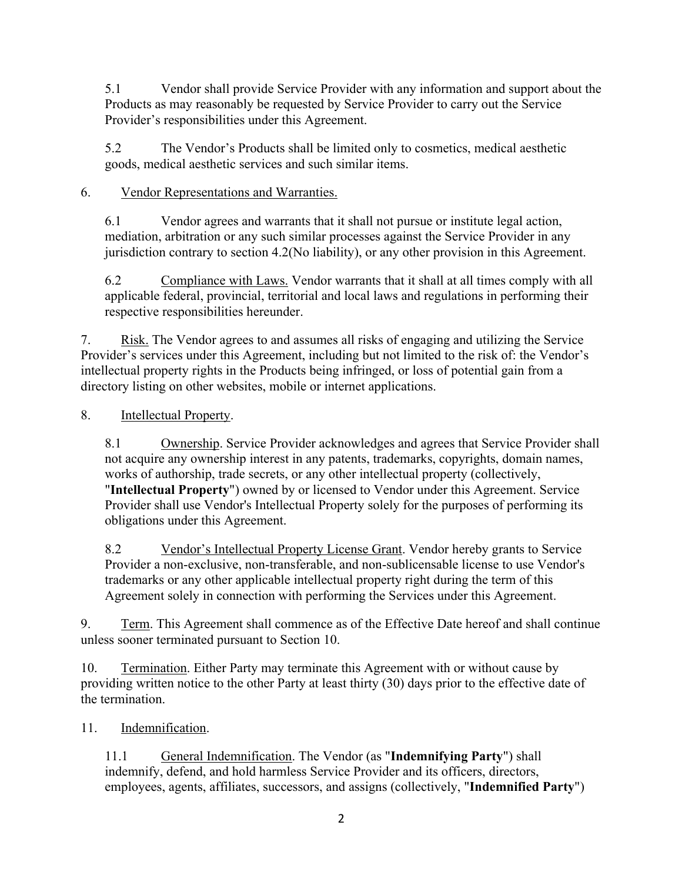5.1 Vendor shall provide Service Provider with any information and support about the Products as may reasonably be requested by Service Provider to carry out the Service Provider's responsibilities under this Agreement.

5.2 The Vendor's Products shall be limited only to cosmetics, medical aesthetic goods, medical aesthetic services and such similar items.

6. Vendor Representations and Warranties.

6.1 Vendor agrees and warrants that it shall not pursue or institute legal action, mediation, arbitration or any such similar processes against the Service Provider in any jurisdiction contrary to section 4.2(No liability), or any other provision in this Agreement.

6.2 Compliance with Laws. Vendor warrants that it shall at all times comply with all applicable federal, provincial, territorial and local laws and regulations in performing their respective responsibilities hereunder.

7. Risk. The Vendor agrees to and assumes all risks of engaging and utilizing the Service Provider's services under this Agreement, including but not limited to the risk of: the Vendor's intellectual property rights in the Products being infringed, or loss of potential gain from a directory listing on other websites, mobile or internet applications.

8. Intellectual Property.

8.1 Ownership. Service Provider acknowledges and agrees that Service Provider shall not acquire any ownership interest in any patents, trademarks, copyrights, domain names, works of authorship, trade secrets, or any other intellectual property (collectively, "**Intellectual Property**") owned by or licensed to Vendor under this Agreement. Service Provider shall use Vendor's Intellectual Property solely for the purposes of performing its obligations under this Agreement.

8.2 Vendor's Intellectual Property License Grant. Vendor hereby grants to Service Provider a non-exclusive, non-transferable, and non-sublicensable license to use Vendor's trademarks or any other applicable intellectual property right during the term of this Agreement solely in connection with performing the Services under this Agreement.

9. Term. This Agreement shall commence as of the Effective Date hereof and shall continue unless sooner terminated pursuant to Section 10.

10. Termination. Either Party may terminate this Agreement with or without cause by providing written notice to the other Party at least thirty (30) days prior to the effective date of the termination.

11. Indemnification.

11.1 General Indemnification. The Vendor (as "**Indemnifying Party**") shall indemnify, defend, and hold harmless Service Provider and its officers, directors, employees, agents, affiliates, successors, and assigns (collectively, "**Indemnified Party**")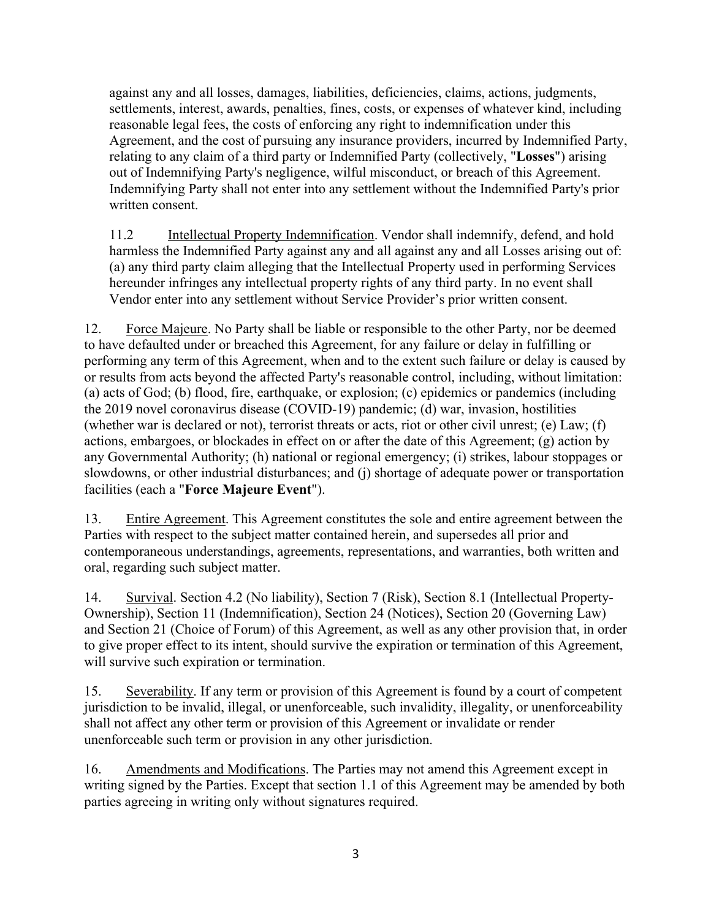against any and all losses, damages, liabilities, deficiencies, claims, actions, judgments, settlements, interest, awards, penalties, fines, costs, or expenses of whatever kind, including reasonable legal fees, the costs of enforcing any right to indemnification under this Agreement, and the cost of pursuing any insurance providers, incurred by Indemnified Party, relating to any claim of a third party or Indemnified Party (collectively, "**Losses**") arising out of Indemnifying Party's negligence, wilful misconduct, or breach of this Agreement. Indemnifying Party shall not enter into any settlement without the Indemnified Party's prior written consent.

11.2 Intellectual Property Indemnification. Vendor shall indemnify, defend, and hold harmless the Indemnified Party against any and all against any and all Losses arising out of: (a) any third party claim alleging that the Intellectual Property used in performing Services hereunder infringes any intellectual property rights of any third party. In no event shall Vendor enter into any settlement without Service Provider's prior written consent.

12. Force Majeure. No Party shall be liable or responsible to the other Party, nor be deemed to have defaulted under or breached this Agreement, for any failure or delay in fulfilling or performing any term of this Agreement, when and to the extent such failure or delay is caused by or results from acts beyond the affected Party's reasonable control, including, without limitation: (a) acts of God; (b) flood, fire, earthquake, or explosion; (c) epidemics or pandemics (including the 2019 novel coronavirus disease (COVID-19) pandemic; (d) war, invasion, hostilities (whether war is declared or not), terrorist threats or acts, riot or other civil unrest; (e) Law; (f) actions, embargoes, or blockades in effect on or after the date of this Agreement; (g) action by any Governmental Authority; (h) national or regional emergency; (i) strikes, labour stoppages or slowdowns, or other industrial disturbances; and (j) shortage of adequate power or transportation facilities (each a "**Force Majeure Event**").

13. Entire Agreement. This Agreement constitutes the sole and entire agreement between the Parties with respect to the subject matter contained herein, and supersedes all prior and contemporaneous understandings, agreements, representations, and warranties, both written and oral, regarding such subject matter.

14. Survival. Section 4.2 (No liability), Section 7 (Risk), Section 8.1 (Intellectual Property-Ownership), Section 11 (Indemnification), Section 24 (Notices), Section 20 (Governing Law) and Section 21 (Choice of Forum) of this Agreement, as well as any other provision that, in order to give proper effect to its intent, should survive the expiration or termination of this Agreement, will survive such expiration or termination.

15. Severability. If any term or provision of this Agreement is found by a court of competent jurisdiction to be invalid, illegal, or unenforceable, such invalidity, illegality, or unenforceability shall not affect any other term or provision of this Agreement or invalidate or render unenforceable such term or provision in any other jurisdiction.

16. Amendments and Modifications. The Parties may not amend this Agreement except in writing signed by the Parties. Except that section 1.1 of this Agreement may be amended by both parties agreeing in writing only without signatures required.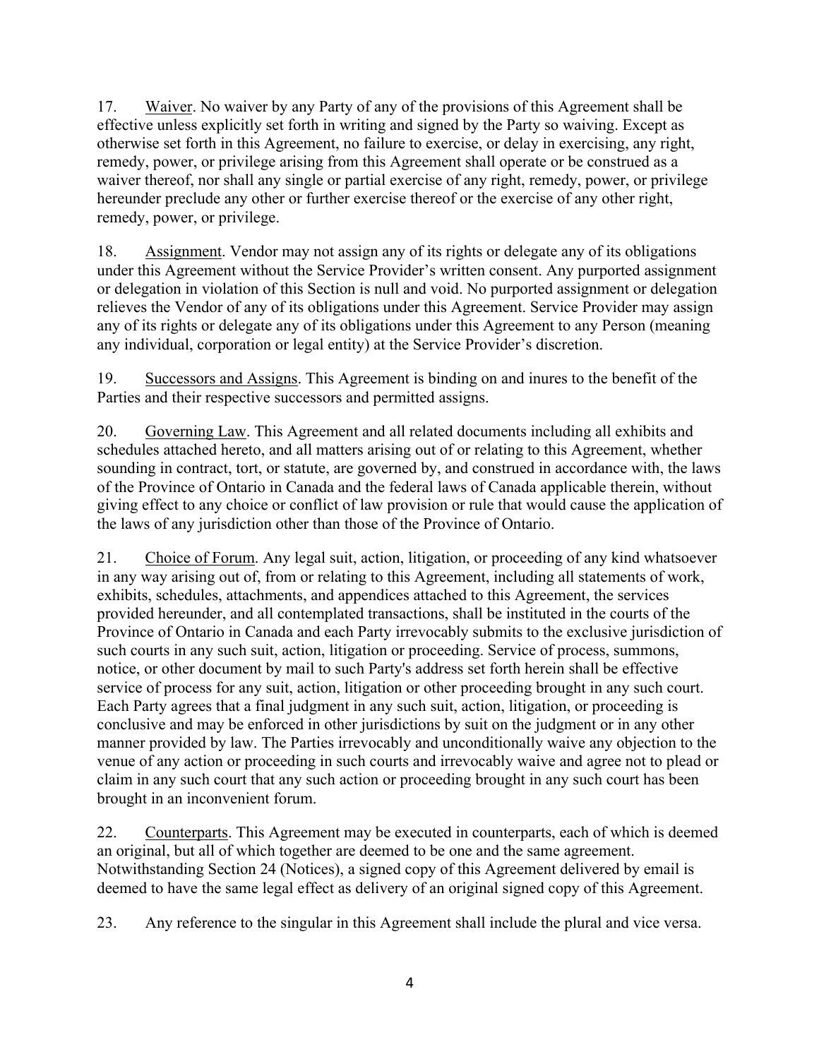17. Waiver. No waiver by any Party of any of the provisions of this Agreement shall be effective unless explicitly set forth in writing and signed by the Party so waiving. Except as otherwise set forth in this Agreement, no failure to exercise, or delay in exercising, any right, remedy, power, or privilege arising from this Agreement shall operate or be construed as a waiver thereof, nor shall any single or partial exercise of any right, remedy, power, or privilege hereunder preclude any other or further exercise thereof or the exercise of any other right, remedy, power, or privilege.

18. Assignment. Vendor may not assign any of its rights or delegate any of its obligations under this Agreement without the Service Provider's written consent. Any purported assignment or delegation in violation of this Section is null and void. No purported assignment or delegation relieves the Vendor of any of its obligations under this Agreement. Service Provider may assign any of its rights or delegate any of its obligations under this Agreement to any Person (meaning any individual, corporation or legal entity) at the Service Provider's discretion.

19. Successors and Assigns. This Agreement is binding on and inures to the benefit of the Parties and their respective successors and permitted assigns.

20. Governing Law. This Agreement and all related documents including all exhibits and schedules attached hereto, and all matters arising out of or relating to this Agreement, whether sounding in contract, tort, or statute, are governed by, and construed in accordance with, the laws of the Province of Ontario in Canada and the federal laws of Canada applicable therein, without giving effect to any choice or conflict of law provision or rule that would cause the application of the laws of any jurisdiction other than those of the Province of Ontario.

21. Choice of Forum. Any legal suit, action, litigation, or proceeding of any kind whatsoever in any way arising out of, from or relating to this Agreement, including all statements of work, exhibits, schedules, attachments, and appendices attached to this Agreement, the services provided hereunder, and all contemplated transactions, shall be instituted in the courts of the Province of Ontario in Canada and each Party irrevocably submits to the exclusive jurisdiction of such courts in any such suit, action, litigation or proceeding. Service of process, summons, notice, or other document by mail to such Party's address set forth herein shall be effective service of process for any suit, action, litigation or other proceeding brought in any such court. Each Party agrees that a final judgment in any such suit, action, litigation, or proceeding is conclusive and may be enforced in other jurisdictions by suit on the judgment or in any other manner provided by law. The Parties irrevocably and unconditionally waive any objection to the venue of any action or proceeding in such courts and irrevocably waive and agree not to plead or claim in any such court that any such action or proceeding brought in any such court has been brought in an inconvenient forum.

22. Counterparts. This Agreement may be executed in counterparts, each of which is deemed an original, but all of which together are deemed to be one and the same agreement. Notwithstanding Section 24 (Notices), a signed copy of this Agreement delivered by email is deemed to have the same legal effect as delivery of an original signed copy of this Agreement.

23. Any reference to the singular in this Agreement shall include the plural and vice versa.